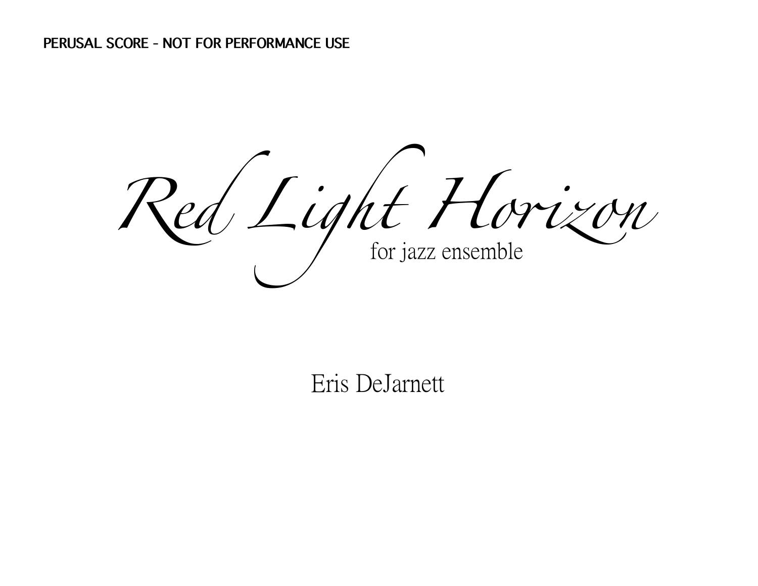PERUSAL SCORE - NOT FOR PERFORMANCE USE

# *Red Light Horizon*

for jazz ensemble

Eris DeJarnett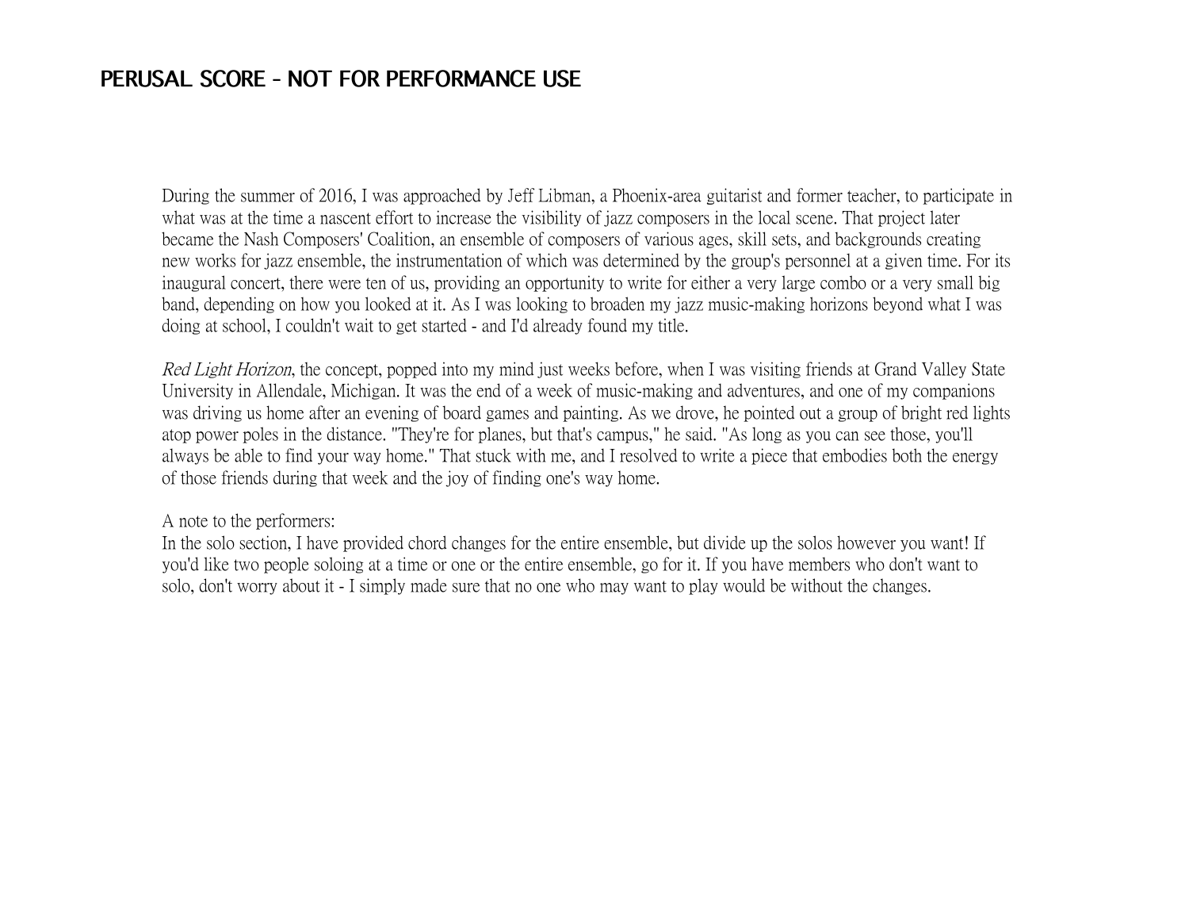# PERUSAL SCORE - NOT FOR PERFORMANCE USE

During the summer of 2016, I was approached by Jeff Libman, a Phoenix-area guitarist and former teacher, to participate in what was at the time a nascent effort to increase the visibility of jazz composers in the local scene. That project later became the Nash Composers' Coalition, an ensemble of composers of various ages, skill sets, and backgrounds creating new works for jazz ensemble, the instrumentation of which was determined by the group's personnel at a given time. For its inaugural concert, there were ten of us, providing an opportunity to write for either a very large combo or a very small big band, depending on how you looked at it. As I was looking to broaden my jazz music-making horizons beyond what I was doing at school, I couldn't wait to get started - and I'd already found my title.

*Red Light Horizon*, the concept, popped into my mind just weeks before, when I was visiting friends at Grand Valley State University in Allendale, Michigan. It was the end of a week of music-making and adventures, and one of my companions was driving us home after an evening of board games and painting. As we drove, he pointed out a group of bright red lights atop power poles in the distance. "They're for planes, but that's campus," he said. "As long as you can see those, you'll always be able to find your way home." That stuck with me, and I resolved to write a piece that embodies both the energy of those friends during that week and the joy of finding one's way home.

A note to the performers:
In the solo section, I have provided chord changes for the entire ensemble, but divide up the solos however you want! If you'd like two people soloing at a time or one or the entire ensemble, go for it. If you have members who don't want to solo, don't worry about it - I simply made sure that no one who may want to play would be without the changes.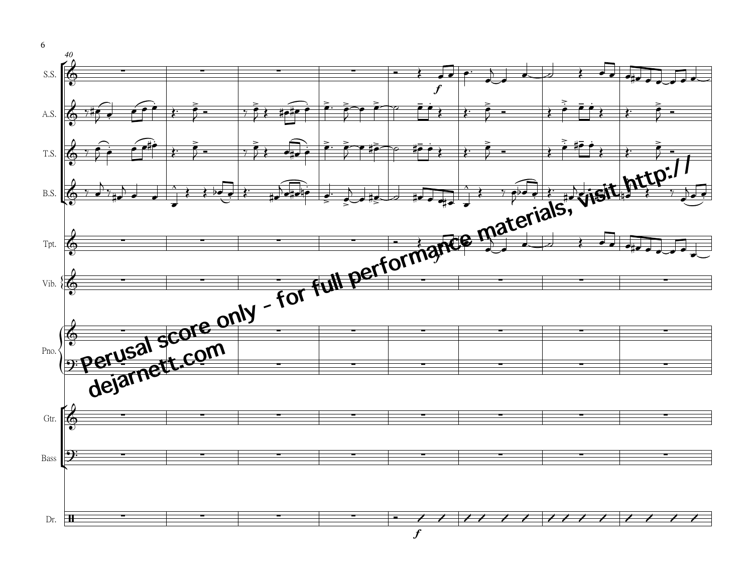Perusal score only - for full performance materials, visit http://dejarnett.com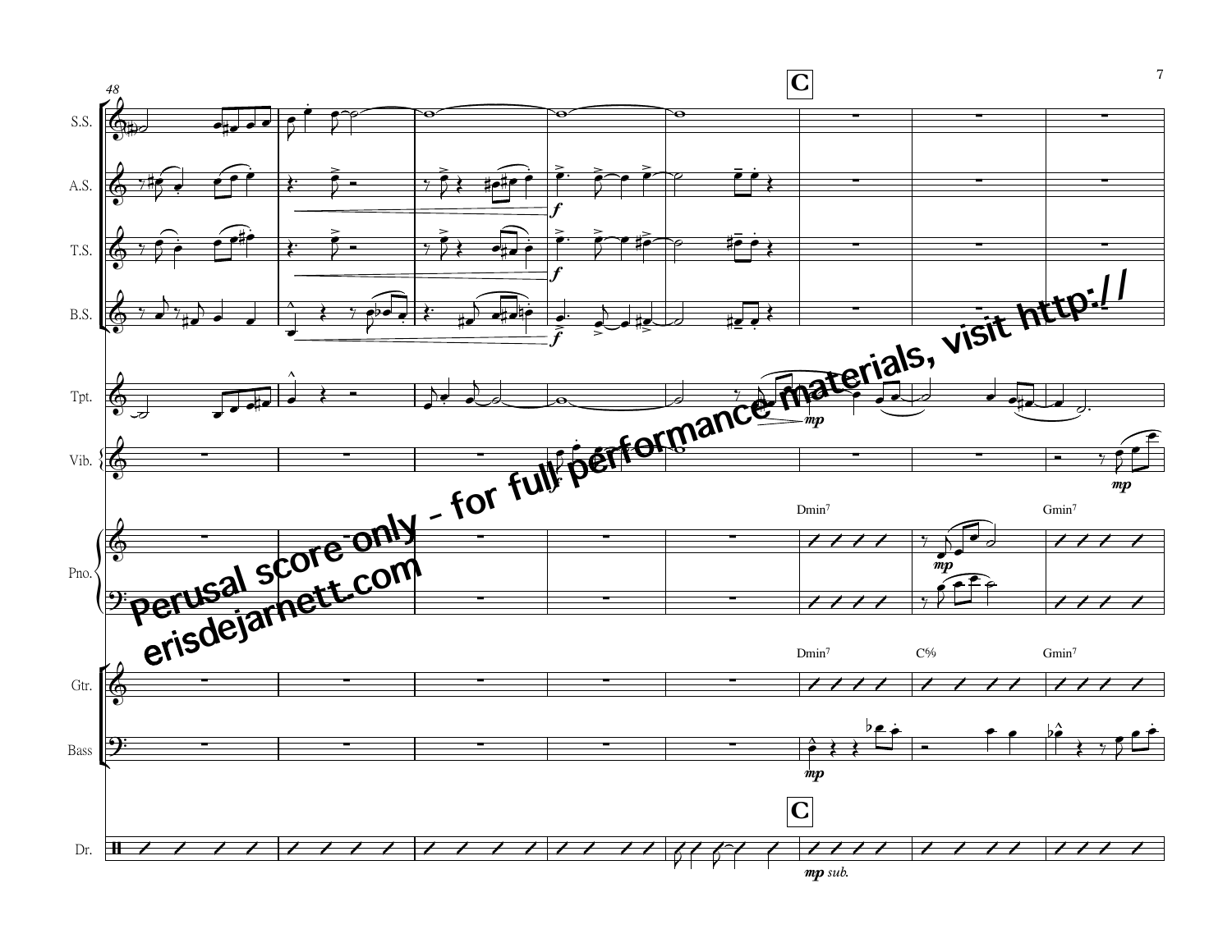C

S.S.
A.S.
T.S.
B.S.
Tpt.
Vib.
Pno.
Gtr.
Bass
Dr.

Dmin7 Gmin7

Dmin7 C% Gmin7

*mp sub.*

Perusal score only - for full performance materials, visit http://erisdejarnett.com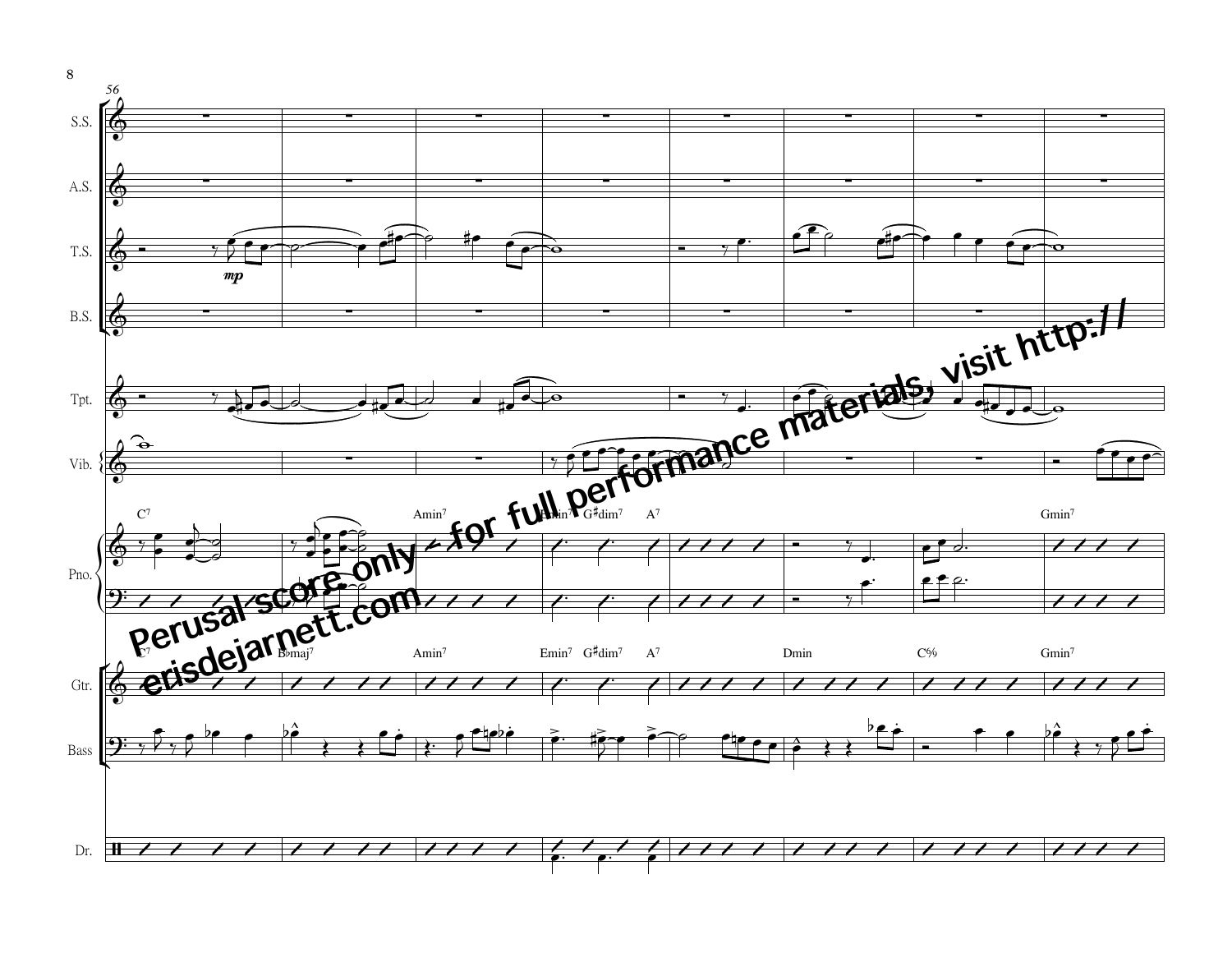Perusal score only - for full performance materials, visit http://erisdejarnett.com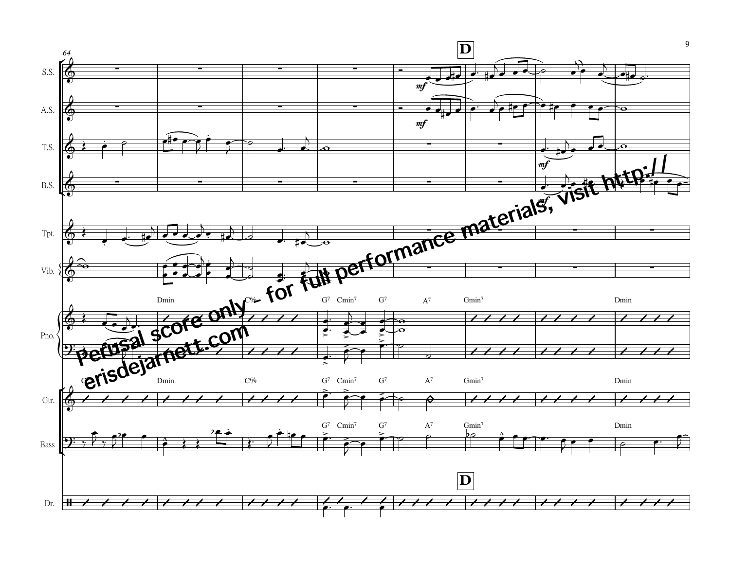Perusal score only - for full performance materials, visit http://
erisdejarnett.com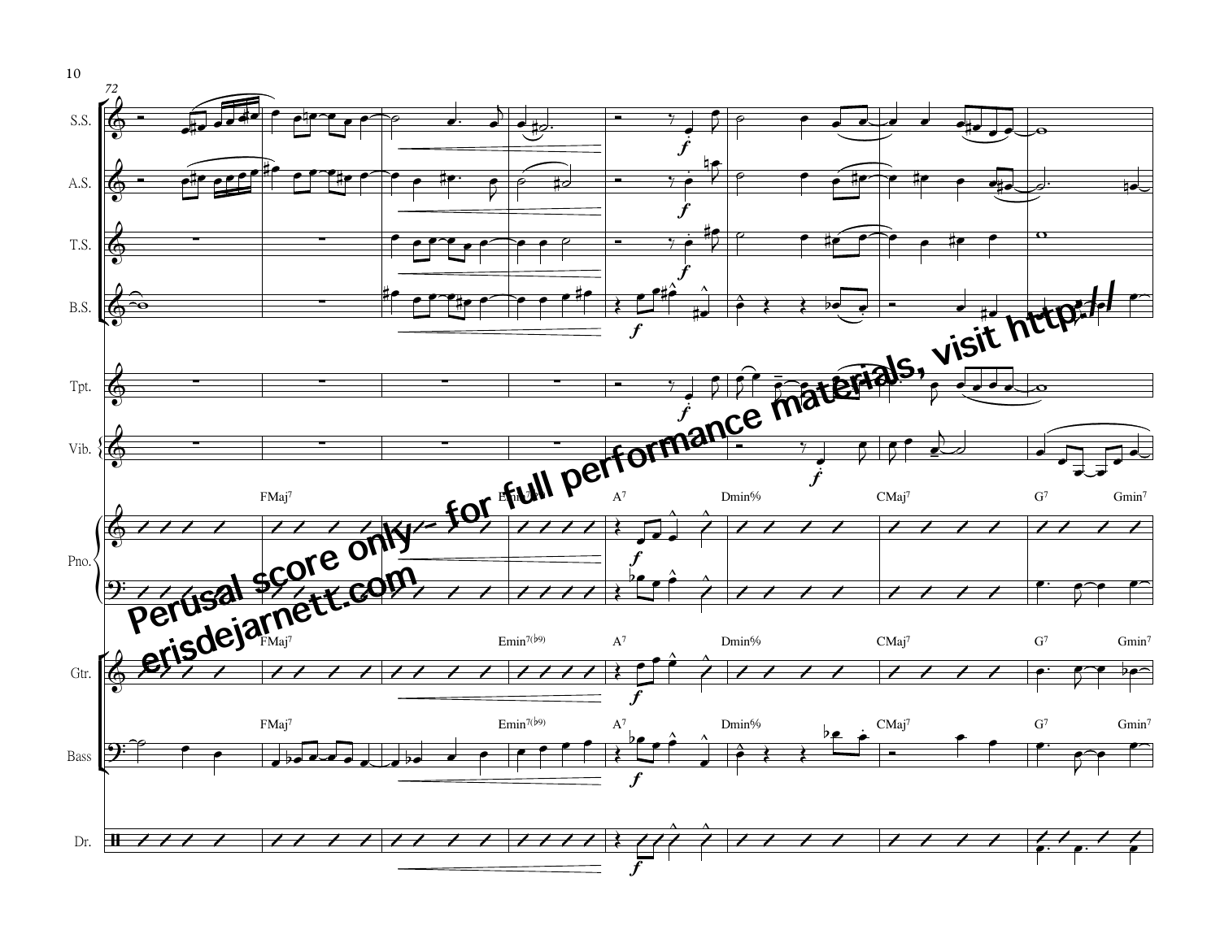Perusal score only - for full performance materials, visit http://erisdejarnett.com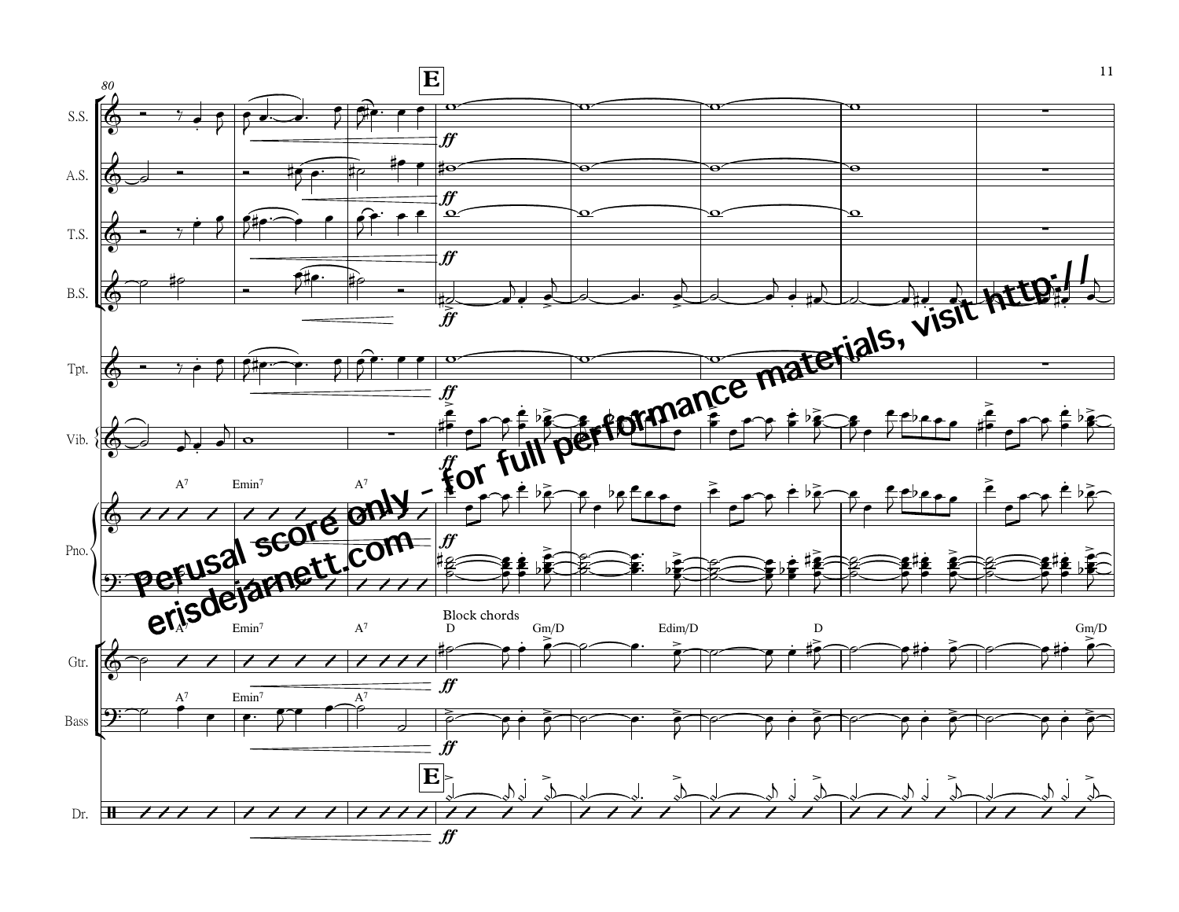**E**

S.S.

A.S.

T.S.

B.S.

Tpt.

Vib.

Pno.

Gtr.

Bass

Dr.

A7 Emin7 A7

Block chords

D Gm/D Edim/D D Gm/D

*ff*

Perusal score only - for full performance materials, visit http://erisdejarnett.com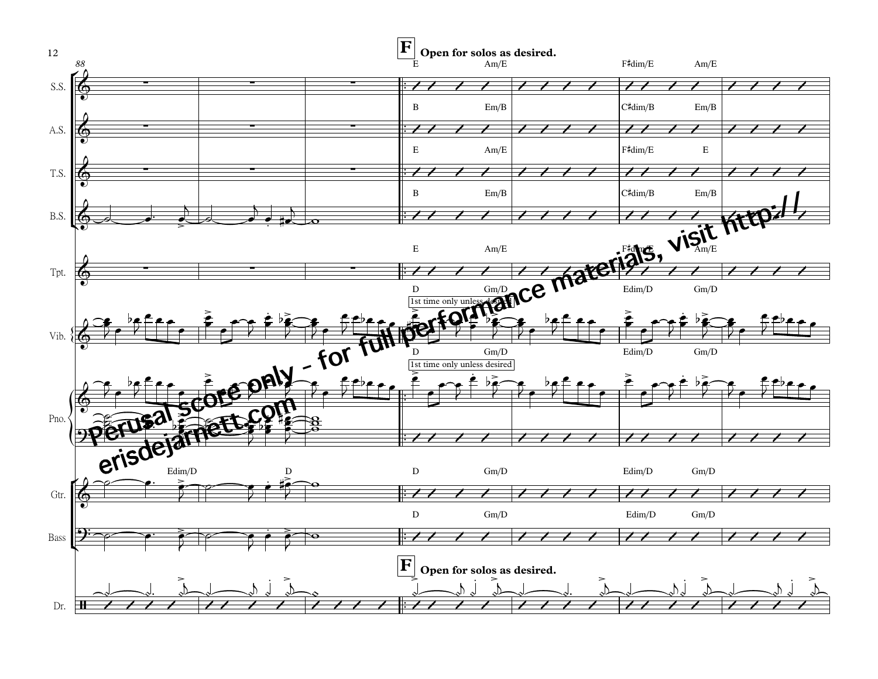**F** **Open for solos as desired.**

S.S.: E | Am/E | | F♯dim/E | Am/E

A.S.: B | Em/B | | C♯dim/B | Em/B

T.S.: E | Am/E | | F♯dim/E | E

B.S.: B | Em/B | | C♯dim/B | Em/B

Tpt.: E | Am/E | | F♯dim/E | Am/E

Vib.: D | Gm/D | | Edim/D | Gm/D — 1st time only unless desired

Pno.: D | Gm/D | | Edim/D | Gm/D — 1st time only unless desired

Gtr.: Edim/D | D | D | Gm/D | | Edim/D | Gm/D

Bass: D | Gm/D | | Edim/D | Gm/D

Dr.: **F** **Open for solos as desired.**

Perusal score only - for full performance materials, visit http://erisdejarnett.com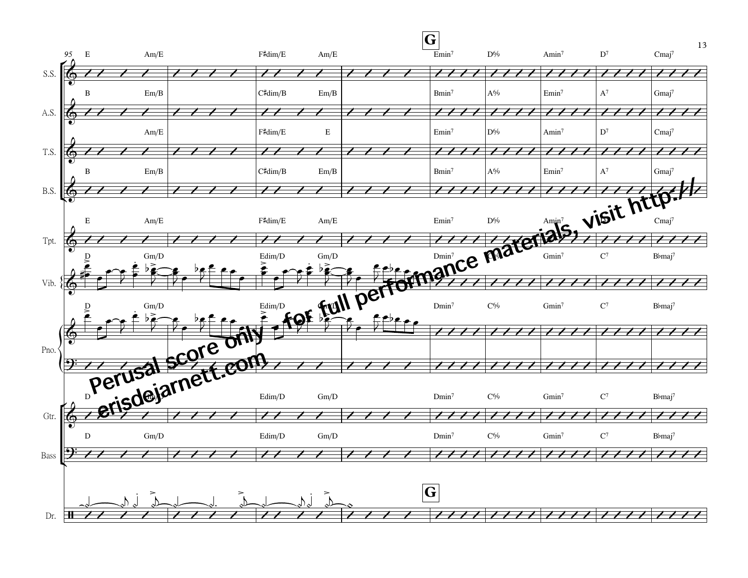Perusal score only - for full performance materials, visit http://erisdejarnett.com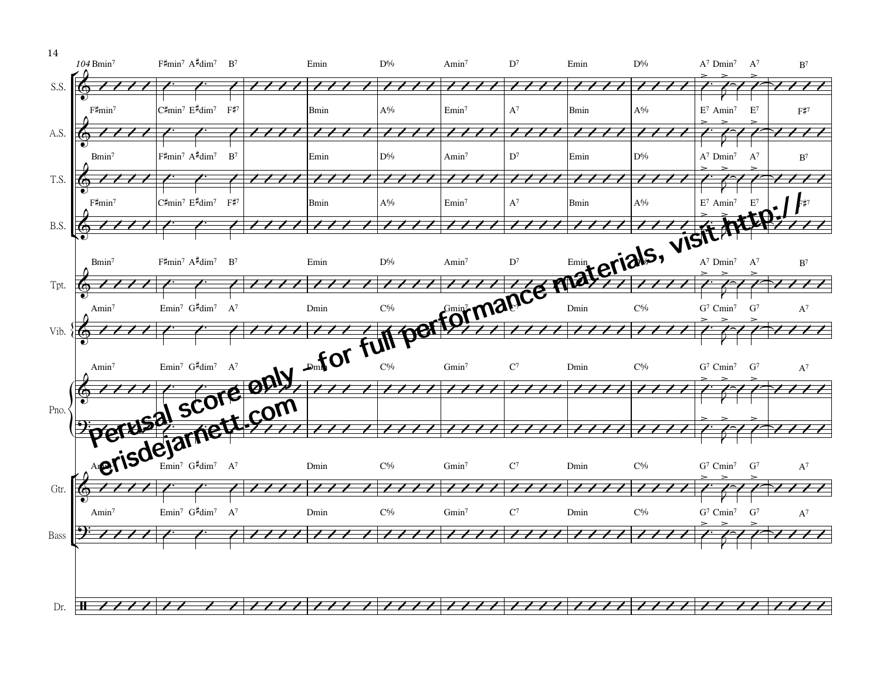Perusal score only - for full performance materials, visit http://erisdejarnett.com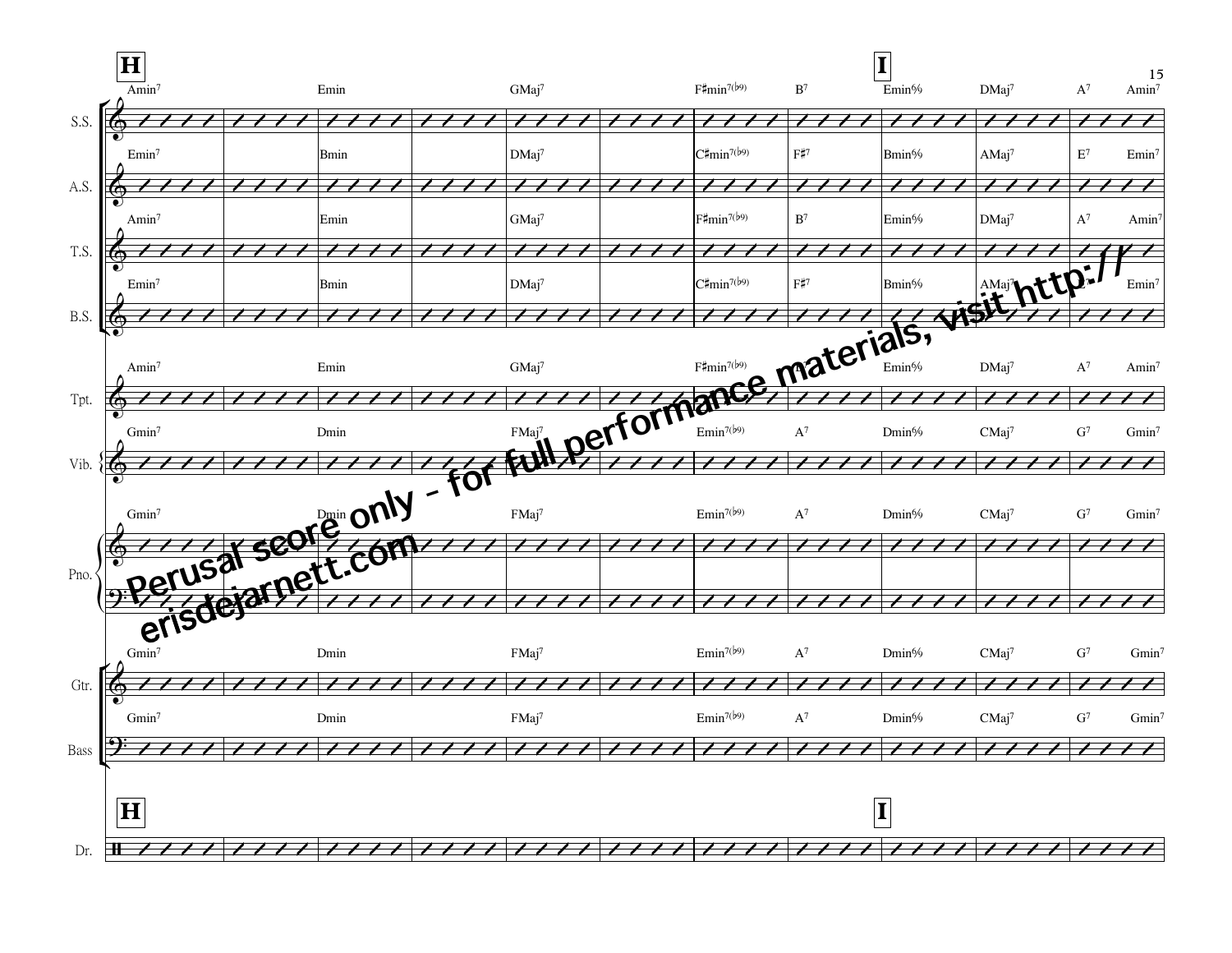**H** **I**

| Instrument | | | | | | | | | | | | |
|---|---|---|---|---|---|---|---|---|---|---|---|---|
| S.S. | Amin7 | | Emin | | GMaj7 | | F♯min7(♭9) | B7 | Emin6/9 | DMaj7 | A7 | Amin7 |
| A.S. | Emin7 | | Bmin | | DMaj7 | | C♯min7(♭9) | F♯7 | Bmin6/9 | AMaj7 | E7 | Emin7 |
| T.S. | Amin7 | | Emin | | GMaj7 | | F♯min7(♭9) | B7 | Emin6/9 | DMaj7 | A7 | Amin7 |
| B.S. | Emin7 | | Bmin | | DMaj7 | | C♯min7(♭9) | F♯7 | Bmin6/9 | AMaj7 | E7 | Emin7 |
| Tpt. | Amin7 | | Emin | | GMaj7 | | F♯min7(♭9) | B7 | Emin6/9 | DMaj7 | A7 | Amin7 |
| Vib. | Gmin7 | | Dmin | | FMaj7 | | Emin7(♭9) | A7 | Dmin6/9 | CMaj7 | G7 | Gmin7 |
| Pno. | Gmin7 | | Dmin | | FMaj7 | | Emin7(♭9) | A7 | Dmin6/9 | CMaj7 | G7 | Gmin7 |
| Gtr. | Gmin7 | | Dmin | | FMaj7 | | Emin7(♭9) | A7 | Dmin6/9 | CMaj7 | G7 | Gmin7 |
| Bass | Gmin7 | | Dmin | | FMaj7 | | Emin7(♭9) | A7 | Dmin6/9 | CMaj7 | G7 | Gmin7 |
| Dr. | | | | | | | | | | | | |

Perusal score only - for full performance materials, visit http://erisdejarnett.com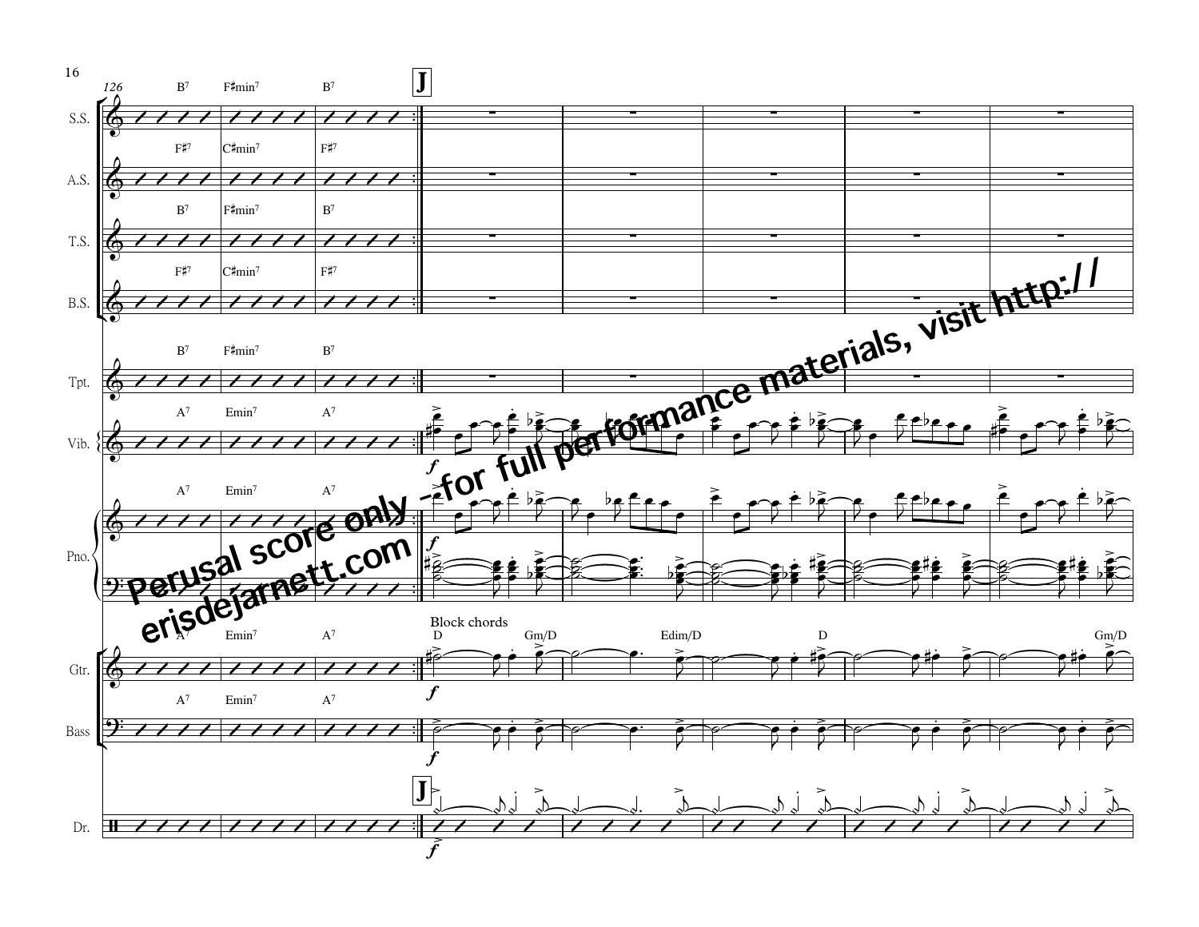Perusal score only - for full performance materials, visit http://erisdejarnett.com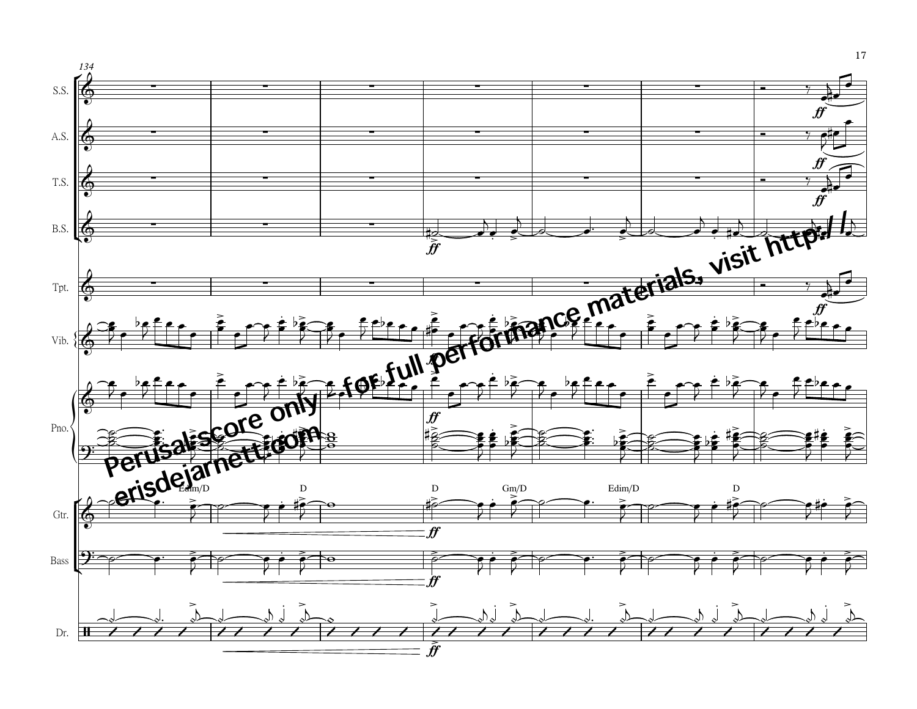134

S.S.

A.S.

T.S.

B.S.

Tpt.

Vib.

Pno.

Gtr.

Bass

Dr.

Edim/D D D Gm/D Edim/D D

*ff*

Perusal score only - for full performance materials, visit http://erisdejarnett.com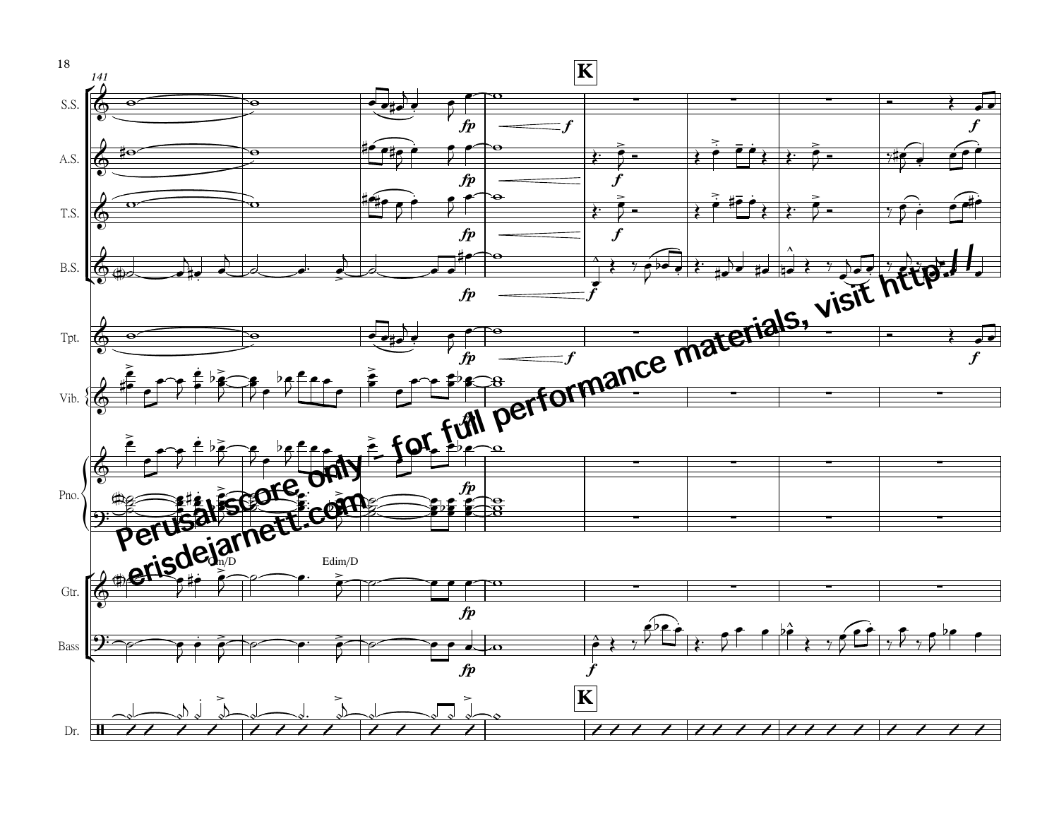141

**K**

S.S.

A.S.

T.S.

B.S.

Tpt.

Vib.

Pno.

Gtr.

Gm/D

Edim/D

Bass

Dr.

Perusal score only - for full performance materials, visit http:// erisdejarnett.com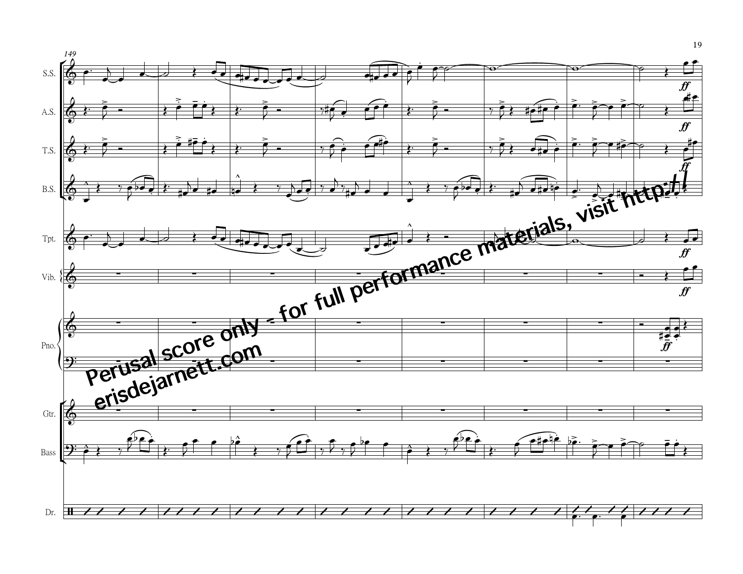149

S.S.

A.S.

T.S.

B.S.

Tpt.

Vib.

Pno.

Gtr.

Bass

Dr.

*ff*

Perusal score only - for full performance materials, visit http://erisdejarnett.com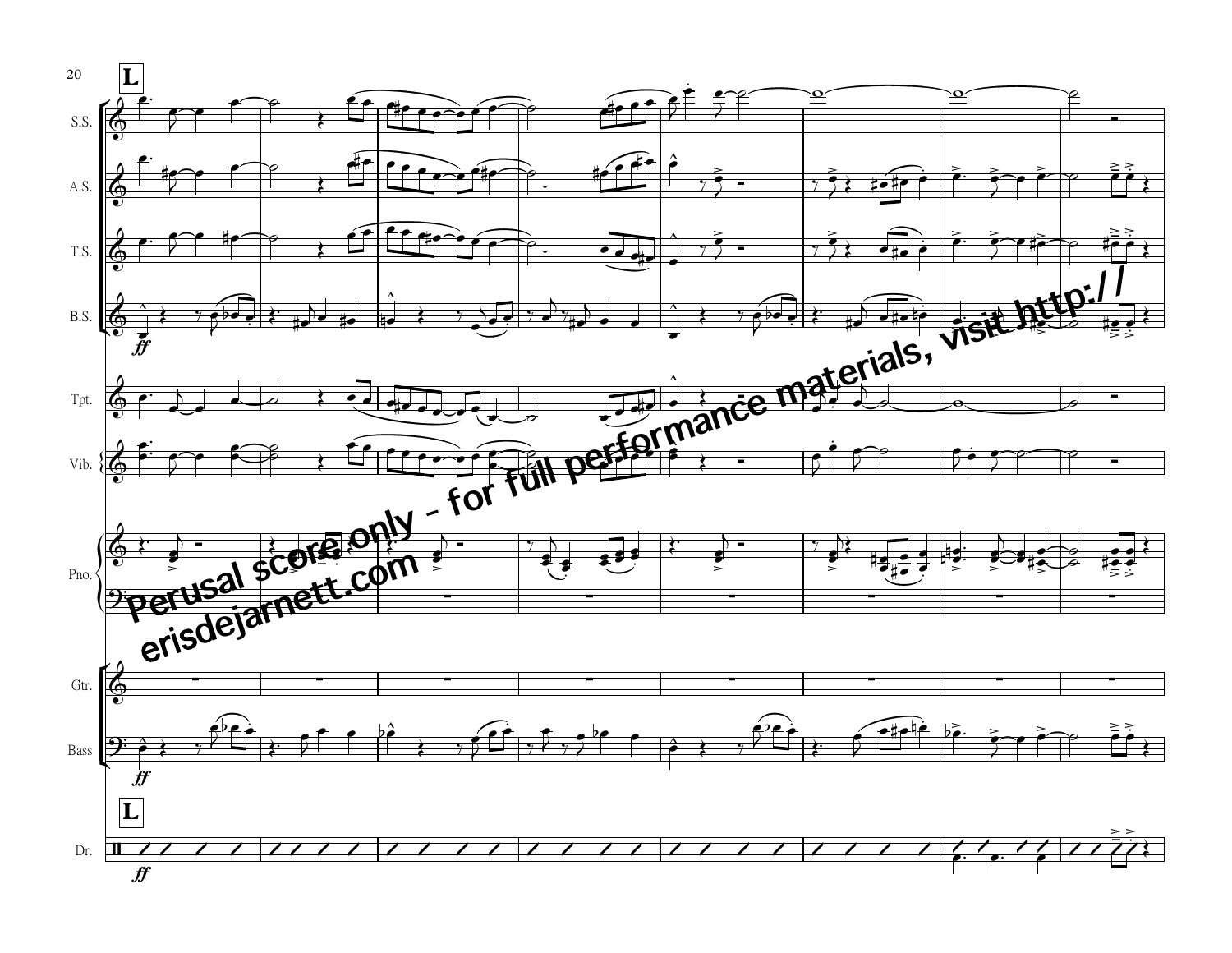**L**

S.S.

A.S.

T.S.

B.S.

Tpt.

Vib.

Pno.

Gtr.

Bass

Dr.

Perusal score only - for full performance materials, visit http://erisdejarnett.com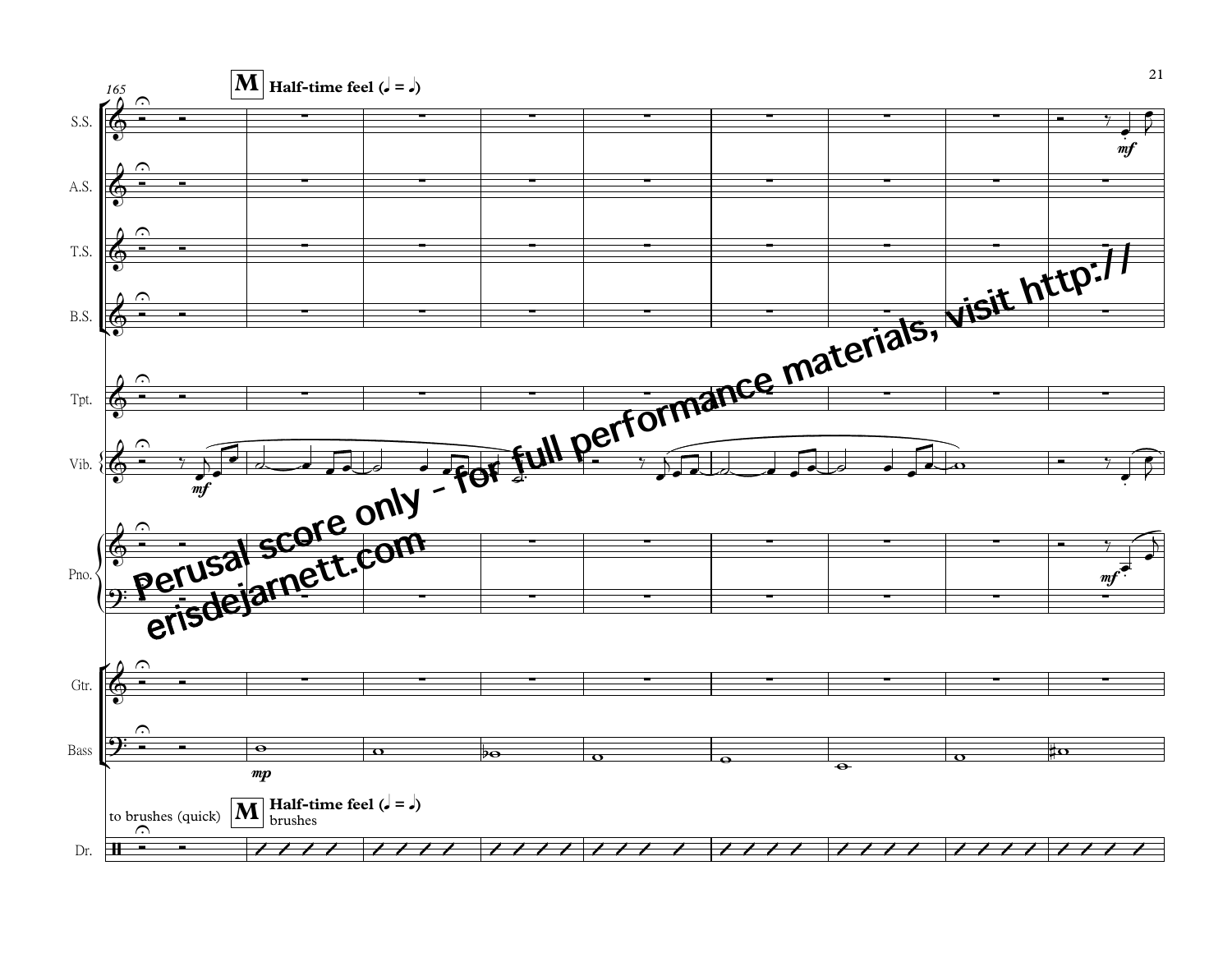165

**M** **Half-time feel** (𝅗𝅥 = 𝅗𝅥.)

S.S.

A.S.

T.S.

B.S.

Tpt.

Vib.

Pno.

Gtr.

Bass

to brushes (quick) **M** **Half-time feel** (𝅗𝅥 = 𝅗𝅥.) brushes

Dr.

Perusal score only - for full performance materials, visit http://erisdejarnett.com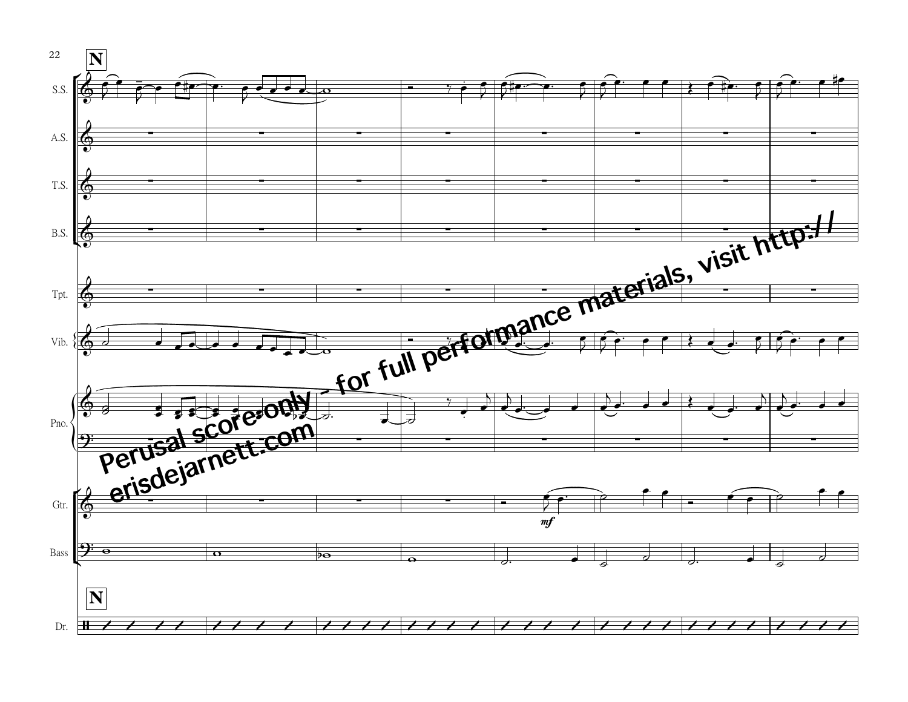**N**

S.S.

A.S.

T.S.

B.S.

Tpt.

Vib.

Pno.

Gtr.

*mf*

Bass

**N**

Dr.

Perusal score only - for full performance materials, visit http://erisdejarnett.com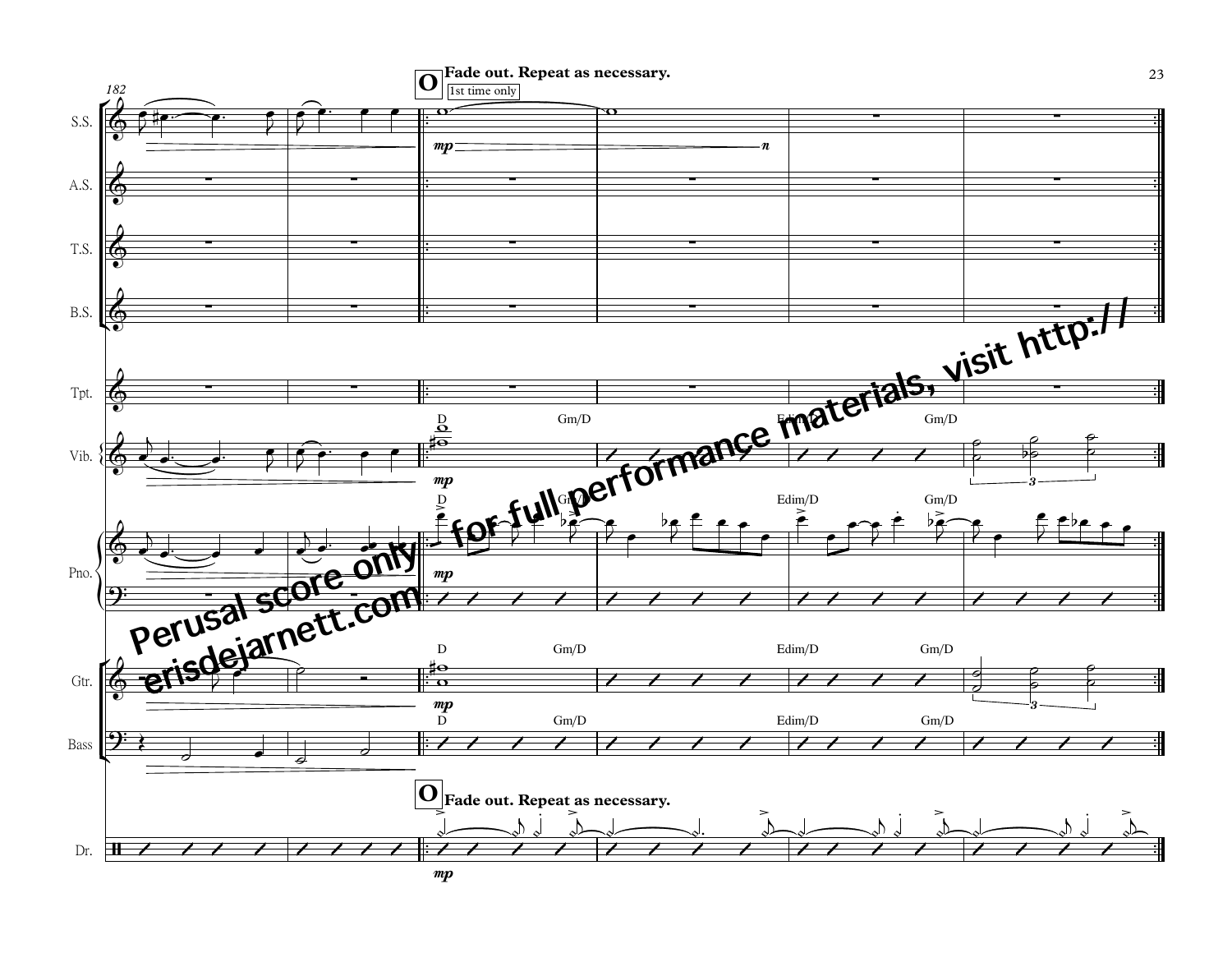**O** **Fade out. Repeat as necessary.**

1st time only

Perusal score only - for full performance materials, visit http://erisdejarnett.com